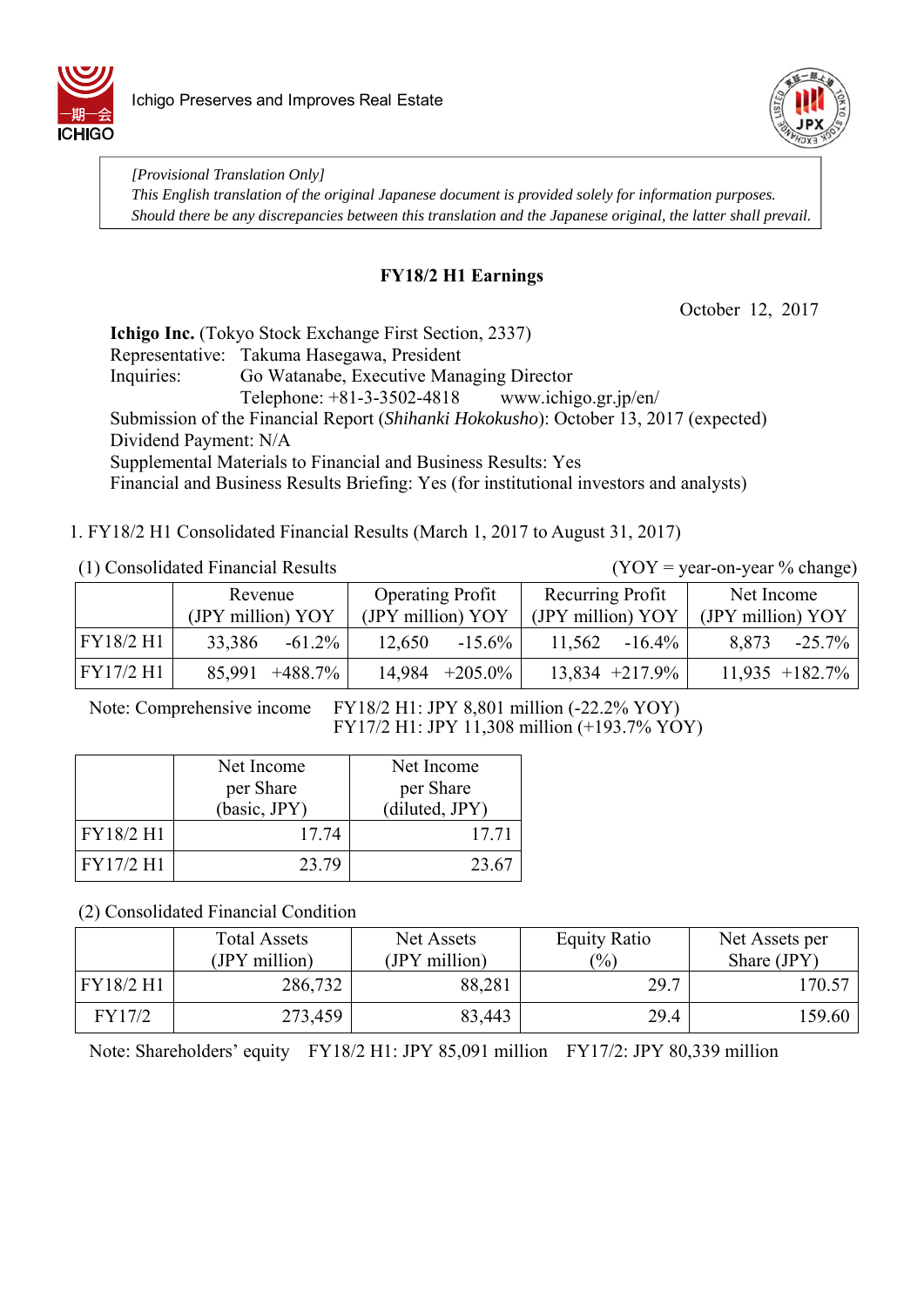Ichigo Preserves and Improves Real Estate

> *[Provisional Translation Only]*
> *This English translation of the original Japanese document is provided solely for information purposes. Should there be any discrepancies between this translation and the Japanese original, the latter shall prevail.*

# FY18/2 H1 Earnings

October 12, 2017

**Ichigo Inc.** (Tokyo Stock Exchange First Section, 2337)
Representative: Takuma Hasegawa, President
Inquiries: Go Watanabe, Executive Managing Director
Telephone: +81-3-3502-4818 www.ichigo.gr.jp/en/
Submission of the Financial Report (*Shihanki Hokokusho*): October 13, 2017 (expected)
Dividend Payment: N/A
Supplemental Materials to Financial and Business Results: Yes
Financial and Business Results Briefing: Yes (for institutional investors and analysts)

1. FY18/2 H1 Consolidated Financial Results (March 1, 2017 to August 31, 2017)

(1) Consolidated Financial Results (YOY = year-on-year % change)

| | Revenue (JPY million) | YOY | Operating Profit (JPY million) | YOY | Recurring Profit (JPY million) | YOY | Net Income (JPY million) | YOY |
|---|---|---|---|---|---|---|---|---|
| FY18/2 H1 | 33,386 | -61.2% | 12,650 | -15.6% | 11,562 | -16.4% | 8,873 | -25.7% |
| FY17/2 H1 | 85,991 | +488.7% | 14,984 | +205.0% | 13,834 | +217.9% | 11,935 | +182.7% |

Note: Comprehensive income FY18/2 H1: JPY 8,801 million (-22.2% YOY)
FY17/2 H1: JPY 11,308 million (+193.7% YOY)

| | Net Income per Share (basic, JPY) | Net Income per Share (diluted, JPY) |
|---|---|---|
| FY18/2 H1 | 17.74 | 17.71 |
| FY17/2 H1 | 23.79 | 23.67 |

(2) Consolidated Financial Condition

| | Total Assets (JPY million) | Net Assets (JPY million) | Equity Ratio (%) | Net Assets per Share (JPY) |
|---|---|---|---|---|
| FY18/2 H1 | 286,732 | 88,281 | 29.7 | 170.57 |
| FY17/2 | 273,459 | 83,443 | 29.4 | 159.60 |

Note: Shareholders' equity FY18/2 H1: JPY 85,091 million FY17/2: JPY 80,339 million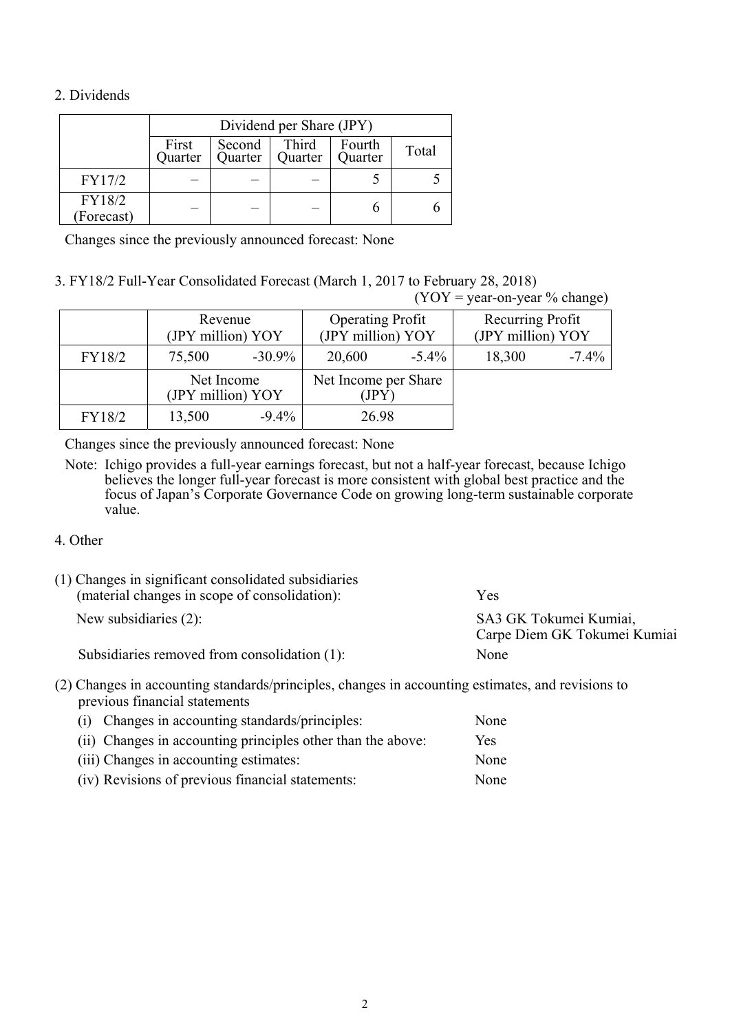## 2. Dividends

| | Dividend per Share (JPY) | | | | |
|---|---|---|---|---|---|
| | First Quarter | Second Quarter | Third Quarter | Fourth Quarter | Total |
| FY17/2 | – | – | – | 5 | 5 |
| FY18/2 (Forecast) | – | – | – | 6 | 6 |

Changes since the previously announced forecast: None

## 3. FY18/2 Full-Year Consolidated Forecast (March 1, 2017 to February 28, 2018)

(YOY = year-on-year % change)

| | Revenue (JPY million) | YOY | Operating Profit (JPY million) | YOY | Recurring Profit (JPY million) | YOY |
|---|---|---|---|---|---|---|
| FY18/2 | 75,500 | -30.9% | 20,600 | -5.4% | 18,300 | -7.4% |

| | Net Income (JPY million) | YOY | Net Income per Share (JPY) |
|---|---|---|---|
| FY18/2 | 13,500 | -9.4% | 26.98 |

Changes since the previously announced forecast: None

Note: Ichigo provides a full-year earnings forecast, but not a half-year forecast, because Ichigo believes the longer full-year forecast is more consistent with global best practice and the focus of Japan's Corporate Governance Code on growing long-term sustainable corporate value.

## 4. Other

(1) Changes in significant consolidated subsidiaries (material changes in scope of consolidation): Yes

New subsidiaries (2): SA3 GK Tokumei Kumiai, Carpe Diem GK Tokumei Kumiai

Subsidiaries removed from consolidation (1): None

(2) Changes in accounting standards/principles, changes in accounting estimates, and revisions to previous financial statements

(i) Changes in accounting standards/principles: None

(ii) Changes in accounting principles other than the above: Yes

(iii) Changes in accounting estimates: None

(iv) Revisions of previous financial statements: None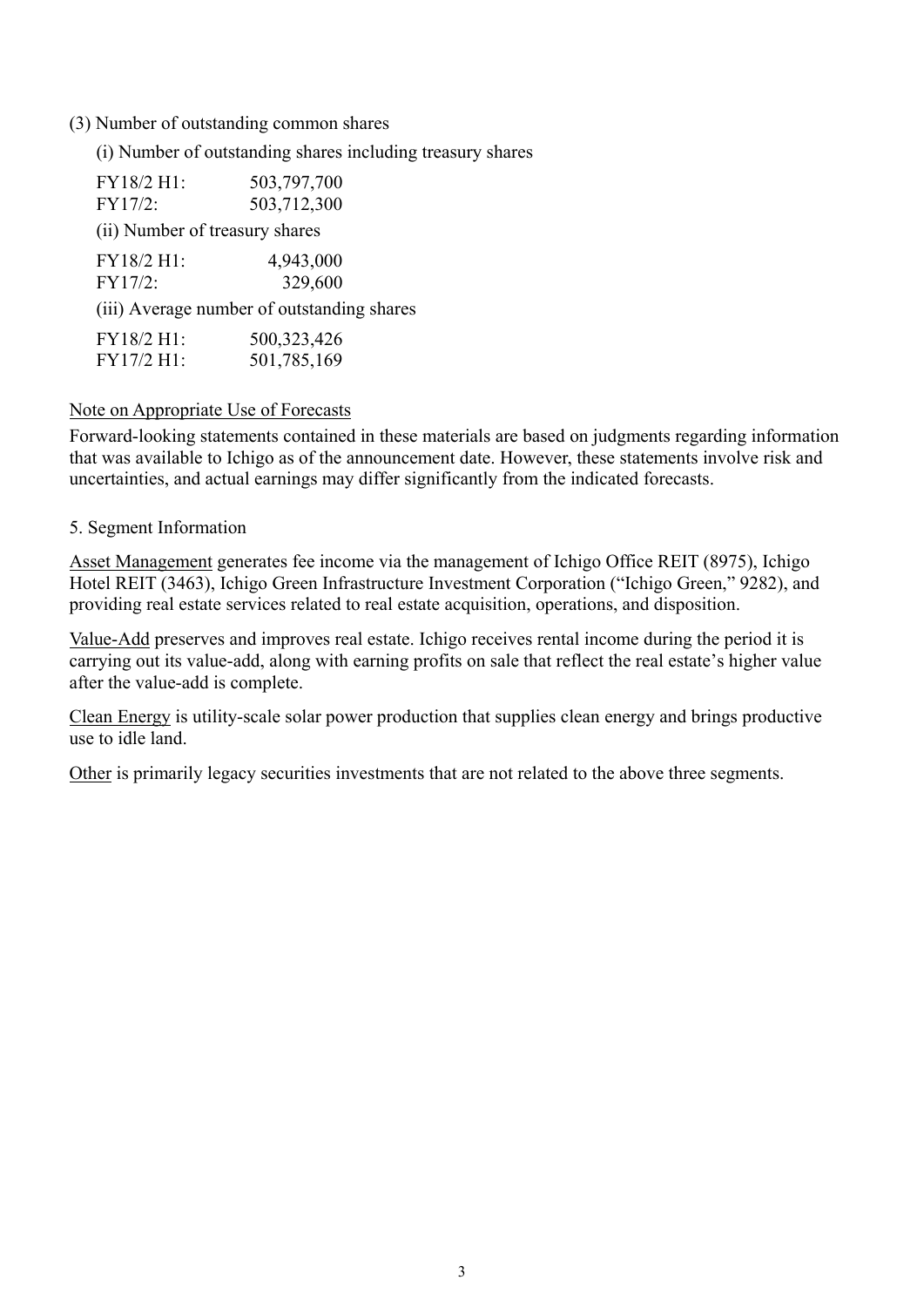(3) Number of outstanding common shares

(i) Number of outstanding shares including treasury shares

| | |
|---|---|
| FY18/2 H1: | 503,797,700 |
| FY17/2: | 503,712,300 |

(ii) Number of treasury shares

| | |
|---|---|
| FY18/2 H1: | 4,943,000 |
| FY17/2: | 329,600 |

(iii) Average number of outstanding shares

| | |
|---|---|
| FY18/2 H1: | 500,323,426 |
| FY17/2 H1: | 501,785,169 |

Note on Appropriate Use of Forecasts

Forward-looking statements contained in these materials are based on judgments regarding information that was available to Ichigo as of the announcement date. However, these statements involve risk and uncertainties, and actual earnings may differ significantly from the indicated forecasts.

5. Segment Information

Asset Management generates fee income via the management of Ichigo Office REIT (8975), Ichigo Hotel REIT (3463), Ichigo Green Infrastructure Investment Corporation ("Ichigo Green," 9282), and providing real estate services related to real estate acquisition, operations, and disposition.

Value-Add preserves and improves real estate. Ichigo receives rental income during the period it is carrying out its value-add, along with earning profits on sale that reflect the real estate's higher value after the value-add is complete.

Clean Energy is utility-scale solar power production that supplies clean energy and brings productive use to idle land.

Other is primarily legacy securities investments that are not related to the above three segments.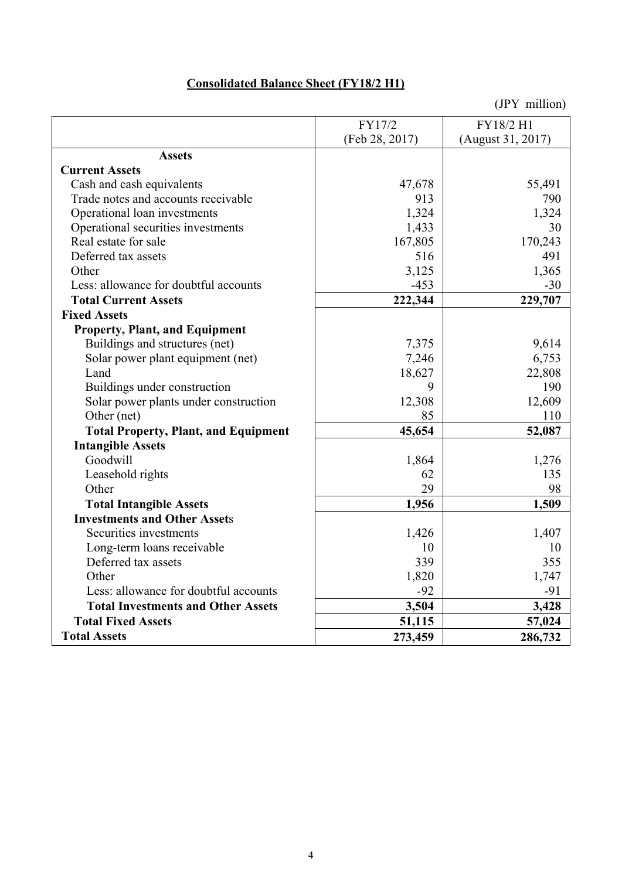## Consolidated Balance Sheet (FY18/2 H1)

(JPY million)

| | FY17/2 (Feb 28, 2017) | FY18/2 H1 (August 31, 2017) |
|---|---|---|
| **Assets** | | |
| **Current Assets** | | |
| Cash and cash equivalents | 47,678 | 55,491 |
| Trade notes and accounts receivable | 913 | 790 |
| Operational loan investments | 1,324 | 1,324 |
| Operational securities investments | 1,433 | 30 |
| Real estate for sale | 167,805 | 170,243 |
| Deferred tax assets | 516 | 491 |
| Other | 3,125 | 1,365 |
| Less: allowance for doubtful accounts | -453 | -30 |
| **Total Current Assets** | **222,344** | **229,707** |
| **Fixed Assets** | | |
| **Property, Plant, and Equipment** | | |
| Buildings and structures (net) | 7,375 | 9,614 |
| Solar power plant equipment (net) | 7,246 | 6,753 |
| Land | 18,627 | 22,808 |
| Buildings under construction | 9 | 190 |
| Solar power plants under construction | 12,308 | 12,609 |
| Other (net) | 85 | 110 |
| **Total Property, Plant, and Equipment** | **45,654** | **52,087** |
| **Intangible Assets** | | |
| Goodwill | 1,864 | 1,276 |
| Leasehold rights | 62 | 135 |
| Other | 29 | 98 |
| **Total Intangible Assets** | **1,956** | **1,509** |
| **Investments and Other Assets** | | |
| Securities investments | 1,426 | 1,407 |
| Long-term loans receivable | 10 | 10 |
| Deferred tax assets | 339 | 355 |
| Other | 1,820 | 1,747 |
| Less: allowance for doubtful accounts | -92 | -91 |
| **Total Investments and Other Assets** | **3,504** | **3,428** |
| **Total Fixed Assets** | **51,115** | **57,024** |
| **Total Assets** | **273,459** | **286,732** |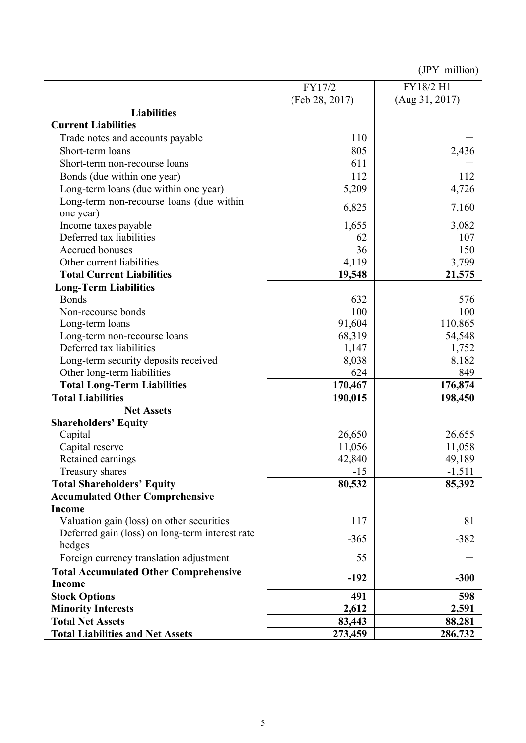(JPY million)

|  | FY17/2 (Feb 28, 2017) | FY18/2 H1 (Aug 31, 2017) |
|---|---|---|
| **Liabilities** | | |
| **Current Liabilities** | | |
| Trade notes and accounts payable | 110 | — |
| Short-term loans | 805 | 2,436 |
| Short-term non-recourse loans | 611 | — |
| Bonds (due within one year) | 112 | 112 |
| Long-term loans (due within one year) | 5,209 | 4,726 |
| Long-term non-recourse loans (due within one year) | 6,825 | 7,160 |
| Income taxes payable | 1,655 | 3,082 |
| Deferred tax liabilities | 62 | 107 |
| Accrued bonuses | 36 | 150 |
| Other current liabilities | 4,119 | 3,799 |
| **Total Current Liabilities** | **19,548** | **21,575** |
| **Long-Term Liabilities** | | |
| Bonds | 632 | 576 |
| Non-recourse bonds | 100 | 100 |
| Long-term loans | 91,604 | 110,865 |
| Long-term non-recourse loans | 68,319 | 54,548 |
| Deferred tax liabilities | 1,147 | 1,752 |
| Long-term security deposits received | 8,038 | 8,182 |
| Other long-term liabilities | 624 | 849 |
| **Total Long-Term Liabilities** | **170,467** | **176,874** |
| **Total Liabilities** | **190,015** | **198,450** |
| **Net Assets** | | |
| **Shareholders' Equity** | | |
| Capital | 26,650 | 26,655 |
| Capital reserve | 11,056 | 11,058 |
| Retained earnings | 42,840 | 49,189 |
| Treasury shares | -15 | -1,511 |
| **Total Shareholders' Equity** | **80,532** | **85,392** |
| **Accumulated Other Comprehensive Income** | | |
| Valuation gain (loss) on other securities | 117 | 81 |
| Deferred gain (loss) on long-term interest rate hedges | -365 | -382 |
| Foreign currency translation adjustment | 55 | — |
| **Total Accumulated Other Comprehensive Income** | **-192** | **-300** |
| **Stock Options** | **491** | **598** |
| **Minority Interests** | **2,612** | **2,591** |
| **Total Net Assets** | **83,443** | **88,281** |
| **Total Liabilities and Net Assets** | **273,459** | **286,732** |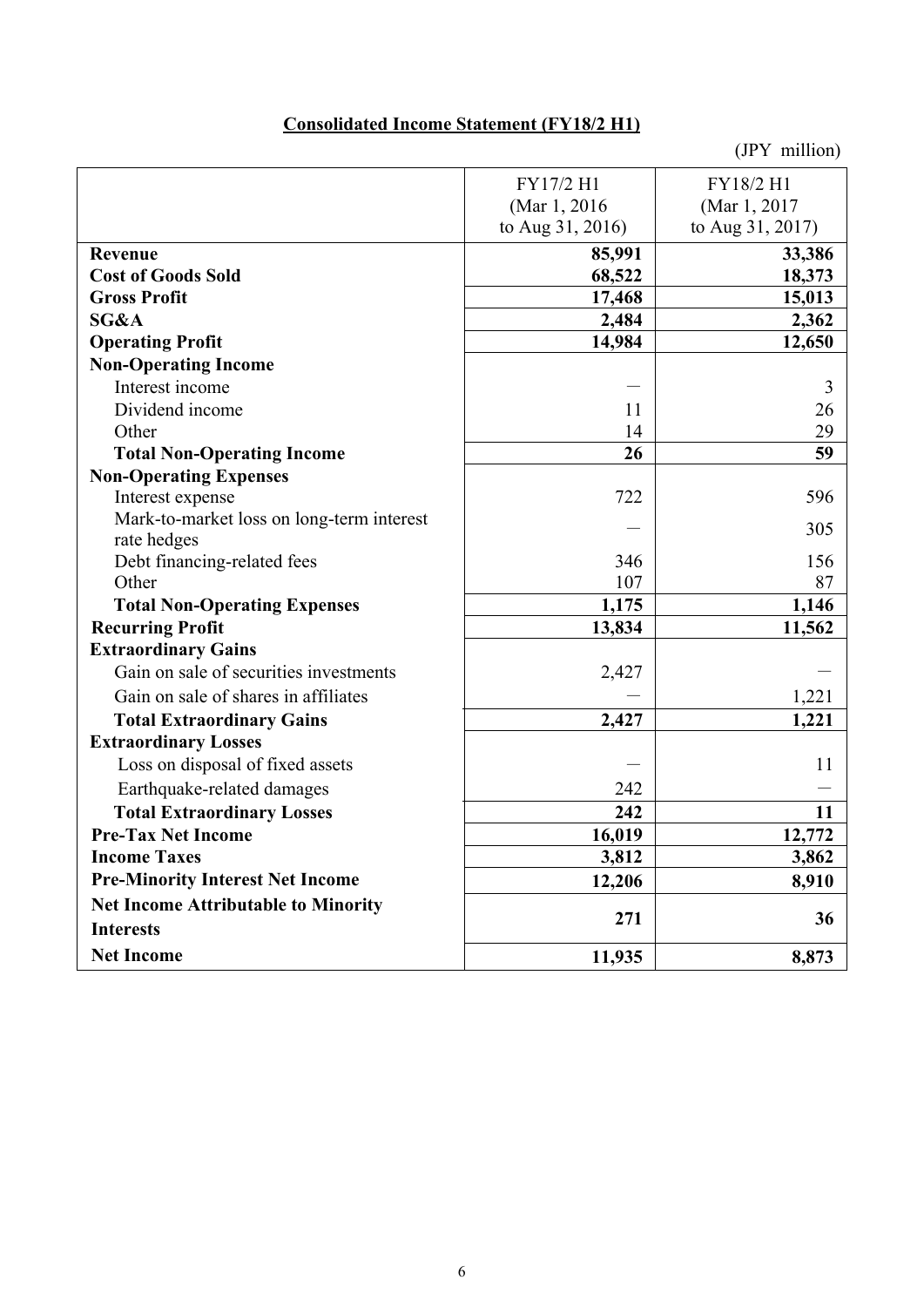## Consolidated Income Statement (FY18/2 H1)

(JPY million)

| | FY17/2 H1 (Mar 1, 2016 to Aug 31, 2016) | FY18/2 H1 (Mar 1, 2017 to Aug 31, 2017) |
|---|---|---|
| **Revenue** | **85,991** | **33,386** |
| **Cost of Goods Sold** | **68,522** | **18,373** |
| **Gross Profit** | **17,468** | **15,013** |
| **SG&A** | **2,484** | **2,362** |
| **Operating Profit** | **14,984** | **12,650** |
| **Non-Operating Income** | | |
| Interest income | — | 3 |
| Dividend income | 11 | 26 |
| Other | 14 | 29 |
| **Total Non-Operating Income** | **26** | **59** |
| **Non-Operating Expenses** | | |
| Interest expense | 722 | 596 |
| Mark-to-market loss on long-term interest rate hedges | — | 305 |
| Debt financing-related fees | 346 | 156 |
| Other | 107 | 87 |
| **Total Non-Operating Expenses** | **1,175** | **1,146** |
| **Recurring Profit** | **13,834** | **11,562** |
| **Extraordinary Gains** | | |
| Gain on sale of securities investments | 2,427 | — |
| Gain on sale of shares in affiliates | — | 1,221 |
| **Total Extraordinary Gains** | **2,427** | **1,221** |
| **Extraordinary Losses** | | |
| Loss on disposal of fixed assets | — | 11 |
| Earthquake-related damages | 242 | — |
| **Total Extraordinary Losses** | **242** | **11** |
| **Pre-Tax Net Income** | **16,019** | **12,772** |
| **Income Taxes** | **3,812** | **3,862** |
| **Pre-Minority Interest Net Income** | **12,206** | **8,910** |
| **Net Income Attributable to Minority Interests** | **271** | **36** |
| **Net Income** | **11,935** | **8,873** |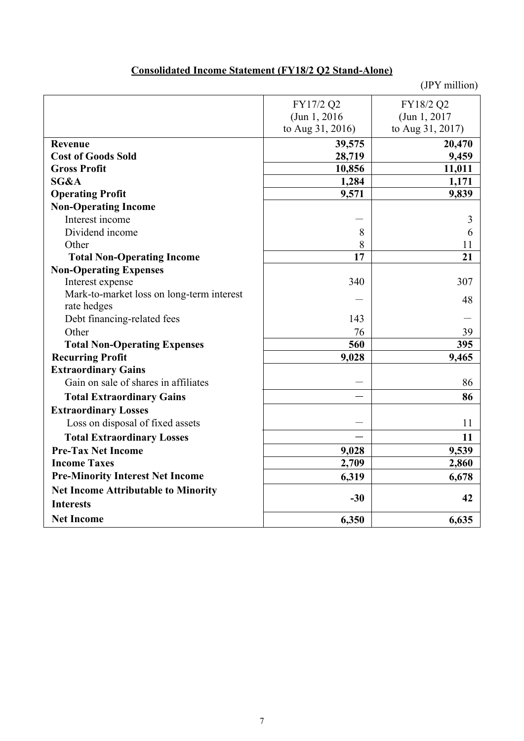**Consolidated Income Statement (FY18/2 Q2 Stand-Alone)**

(JPY million)

| | FY17/2 Q2 (Jun 1, 2016 to Aug 31, 2016) | FY18/2 Q2 (Jun 1, 2017 to Aug 31, 2017) |
|---|---|---|
| **Revenue** | **39,575** | **20,470** |
| **Cost of Goods Sold** | **28,719** | **9,459** |
| **Gross Profit** | **10,856** | **11,011** |
| **SG&A** | **1,284** | **1,171** |
| **Operating Profit** | **9,571** | **9,839** |
| **Non-Operating Income** | | |
| Interest income | — | 3 |
| Dividend income | 8 | 6 |
| Other | 8 | 11 |
| **Total Non-Operating Income** | **17** | **21** |
| **Non-Operating Expenses** | | |
| Interest expense | 340 | 307 |
| Mark-to-market loss on long-term interest rate hedges | — | 48 |
| Debt financing-related fees | 143 | — |
| Other | 76 | 39 |
| **Total Non-Operating Expenses** | **560** | **395** |
| **Recurring Profit** | **9,028** | **9,465** |
| **Extraordinary Gains** | | |
| Gain on sale of shares in affiliates | — | 86 |
| **Total Extraordinary Gains** | **—** | **86** |
| **Extraordinary Losses** | | |
| Loss on disposal of fixed assets | — | 11 |
| **Total Extraordinary Losses** | **—** | **11** |
| **Pre-Tax Net Income** | **9,028** | **9,539** |
| **Income Taxes** | **2,709** | **2,860** |
| **Pre-Minority Interest Net Income** | **6,319** | **6,678** |
| **Net Income Attributable to Minority Interests** | **-30** | **42** |
| **Net Income** | **6,350** | **6,635** |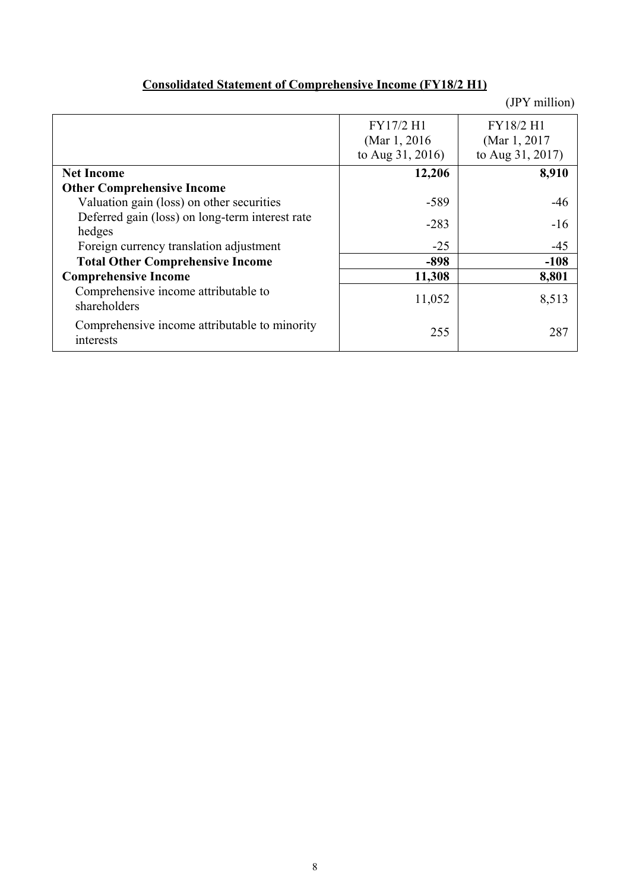## Consolidated Statement of Comprehensive Income (FY18/2 H1)

(JPY million)

| | FY17/2 H1 (Mar 1, 2016 to Aug 31, 2016) | FY18/2 H1 (Mar 1, 2017 to Aug 31, 2017) |
|---|---|---|
| **Net Income** | **12,206** | **8,910** |
| **Other Comprehensive Income** | | |
| Valuation gain (loss) on other securities | -589 | -46 |
| Deferred gain (loss) on long-term interest rate hedges | -283 | -16 |
| Foreign currency translation adjustment | -25 | -45 |
| **Total Other Comprehensive Income** | **-898** | **-108** |
| **Comprehensive Income** | **11,308** | **8,801** |
| Comprehensive income attributable to shareholders | 11,052 | 8,513 |
| Comprehensive income attributable to minority interests | 255 | 287 |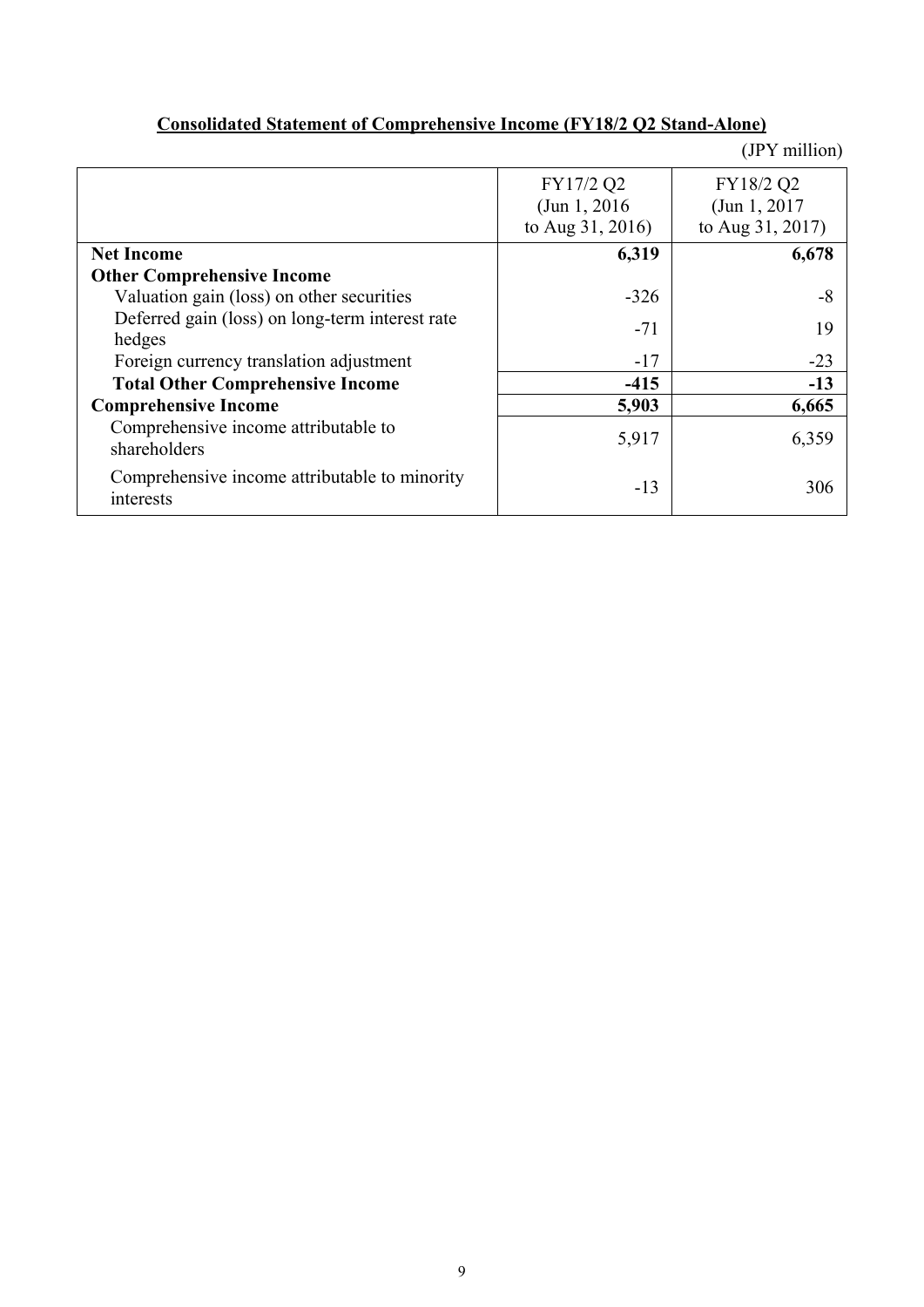## Consolidated Statement of Comprehensive Income (FY18/2 Q2 Stand-Alone)

(JPY million)

| | FY17/2 Q2 (Jun 1, 2016 to Aug 31, 2016) | FY18/2 Q2 (Jun 1, 2017 to Aug 31, 2017) |
|---|---|---|
| **Net Income** | **6,319** | **6,678** |
| **Other Comprehensive Income** | | |
| Valuation gain (loss) on other securities | -326 | -8 |
| Deferred gain (loss) on long-term interest rate hedges | -71 | 19 |
| Foreign currency translation adjustment | -17 | -23 |
| **Total Other Comprehensive Income** | **-415** | **-13** |
| **Comprehensive Income** | **5,903** | **6,665** |
| Comprehensive income attributable to shareholders | 5,917 | 6,359 |
| Comprehensive income attributable to minority interests | -13 | 306 |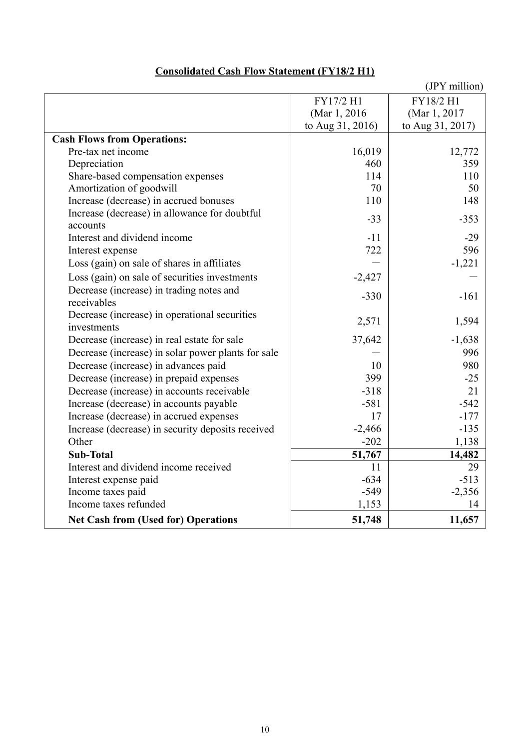## Consolidated Cash Flow Statement (FY18/2 H1)

(JPY million)

| | FY17/2 H1 (Mar 1, 2016 to Aug 31, 2016) | FY18/2 H1 (Mar 1, 2017 to Aug 31, 2017) |
|---|---|---|
| **Cash Flows from Operations:** | | |
| Pre-tax net income | 16,019 | 12,772 |
| Depreciation | 460 | 359 |
| Share-based compensation expenses | 114 | 110 |
| Amortization of goodwill | 70 | 50 |
| Increase (decrease) in accrued bonuses | 110 | 148 |
| Increase (decrease) in allowance for doubtful accounts | -33 | -353 |
| Interest and dividend income | -11 | -29 |
| Interest expense | 722 | 596 |
| Loss (gain) on sale of shares in affiliates | — | -1,221 |
| Loss (gain) on sale of securities investments | -2,427 | — |
| Decrease (increase) in trading notes and receivables | -330 | -161 |
| Decrease (increase) in operational securities investments | 2,571 | 1,594 |
| Decrease (increase) in real estate for sale | 37,642 | -1,638 |
| Decrease (increase) in solar power plants for sale | — | 996 |
| Decrease (increase) in advances paid | 10 | 980 |
| Decrease (increase) in prepaid expenses | 399 | -25 |
| Decrease (increase) in accounts receivable | -318 | 21 |
| Increase (decrease) in accounts payable | -581 | -542 |
| Increase (decrease) in accrued expenses | 17 | -177 |
| Increase (decrease) in security deposits received | -2,466 | -135 |
| Other | -202 | 1,138 |
| **Sub-Total** | **51,767** | **14,482** |
| Interest and dividend income received | 11 | 29 |
| Interest expense paid | -634 | -513 |
| Income taxes paid | -549 | -2,356 |
| Income taxes refunded | 1,153 | 14 |
| **Net Cash from (Used for) Operations** | **51,748** | **11,657** |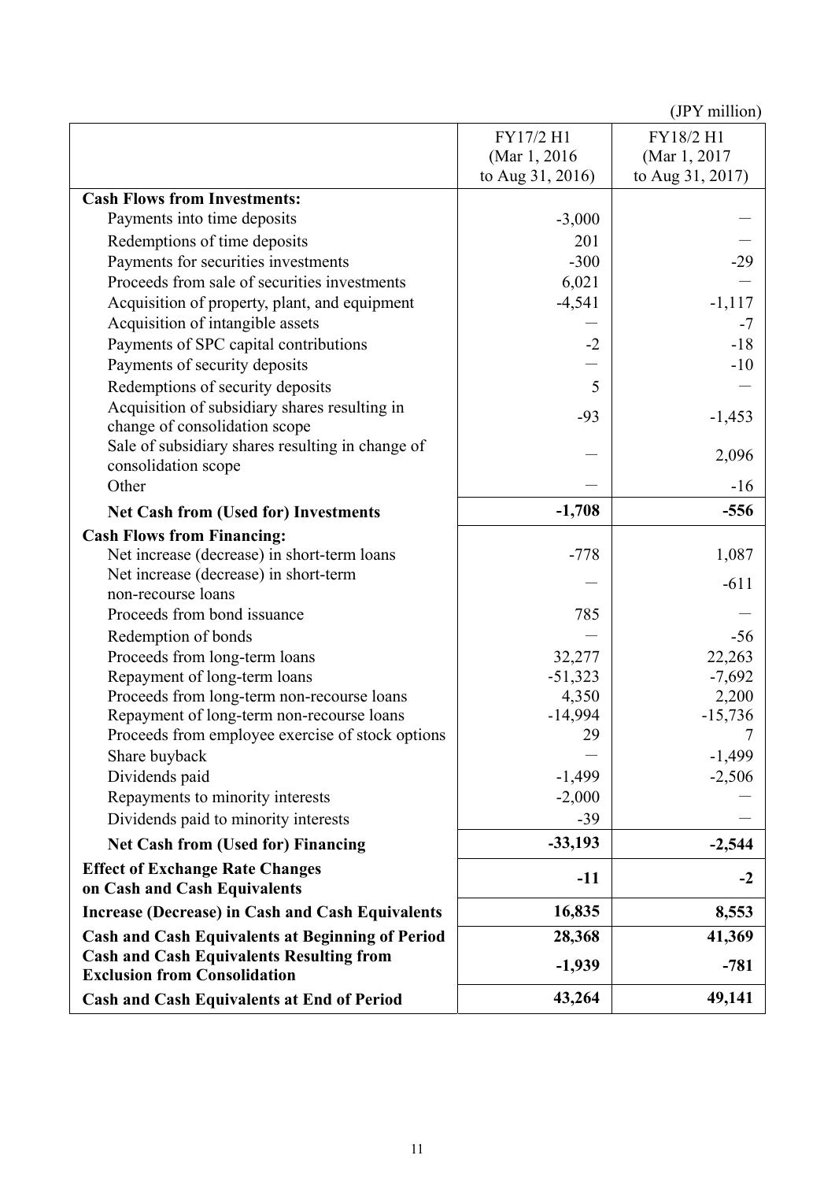(JPY million)

| | FY17/2 H1 (Mar 1, 2016 to Aug 31, 2016) | FY18/2 H1 (Mar 1, 2017 to Aug 31, 2017) |
|---|---|---|
| **Cash Flows from Investments:** | | |
| Payments into time deposits | -3,000 | — |
| Redemptions of time deposits | 201 | — |
| Payments for securities investments | -300 | -29 |
| Proceeds from sale of securities investments | 6,021 | — |
| Acquisition of property, plant, and equipment | -4,541 | -1,117 |
| Acquisition of intangible assets | — | -7 |
| Payments of SPC capital contributions | -2 | -18 |
| Payments of security deposits | — | -10 |
| Redemptions of security deposits | 5 | — |
| Acquisition of subsidiary shares resulting in change of consolidation scope | -93 | -1,453 |
| Sale of subsidiary shares resulting in change of consolidation scope | — | 2,096 |
| Other | — | -16 |
| **Net Cash from (Used for) Investments** | **-1,708** | **-556** |
| **Cash Flows from Financing:** | | |
| Net increase (decrease) in short-term loans | -778 | 1,087 |
| Net increase (decrease) in short-term non-recourse loans | — | -611 |
| Proceeds from bond issuance | 785 | — |
| Redemption of bonds | — | -56 |
| Proceeds from long-term loans | 32,277 | 22,263 |
| Repayment of long-term loans | -51,323 | -7,692 |
| Proceeds from long-term non-recourse loans | 4,350 | 2,200 |
| Repayment of long-term non-recourse loans | -14,994 | -15,736 |
| Proceeds from employee exercise of stock options | 29 | 7 |
| Share buyback | — | -1,499 |
| Dividends paid | -1,499 | -2,506 |
| Repayments to minority interests | -2,000 | — |
| Dividends paid to minority interests | -39 | — |
| **Net Cash from (Used for) Financing** | **-33,193** | **-2,544** |
| **Effect of Exchange Rate Changes on Cash and Cash Equivalents** | **-11** | **-2** |
| **Increase (Decrease) in Cash and Cash Equivalents** | **16,835** | **8,553** |
| **Cash and Cash Equivalents at Beginning of Period** | **28,368** | **41,369** |
| **Cash and Cash Equivalents Resulting from Exclusion from Consolidation** | **-1,939** | **-781** |
| **Cash and Cash Equivalents at End of Period** | **43,264** | **49,141** |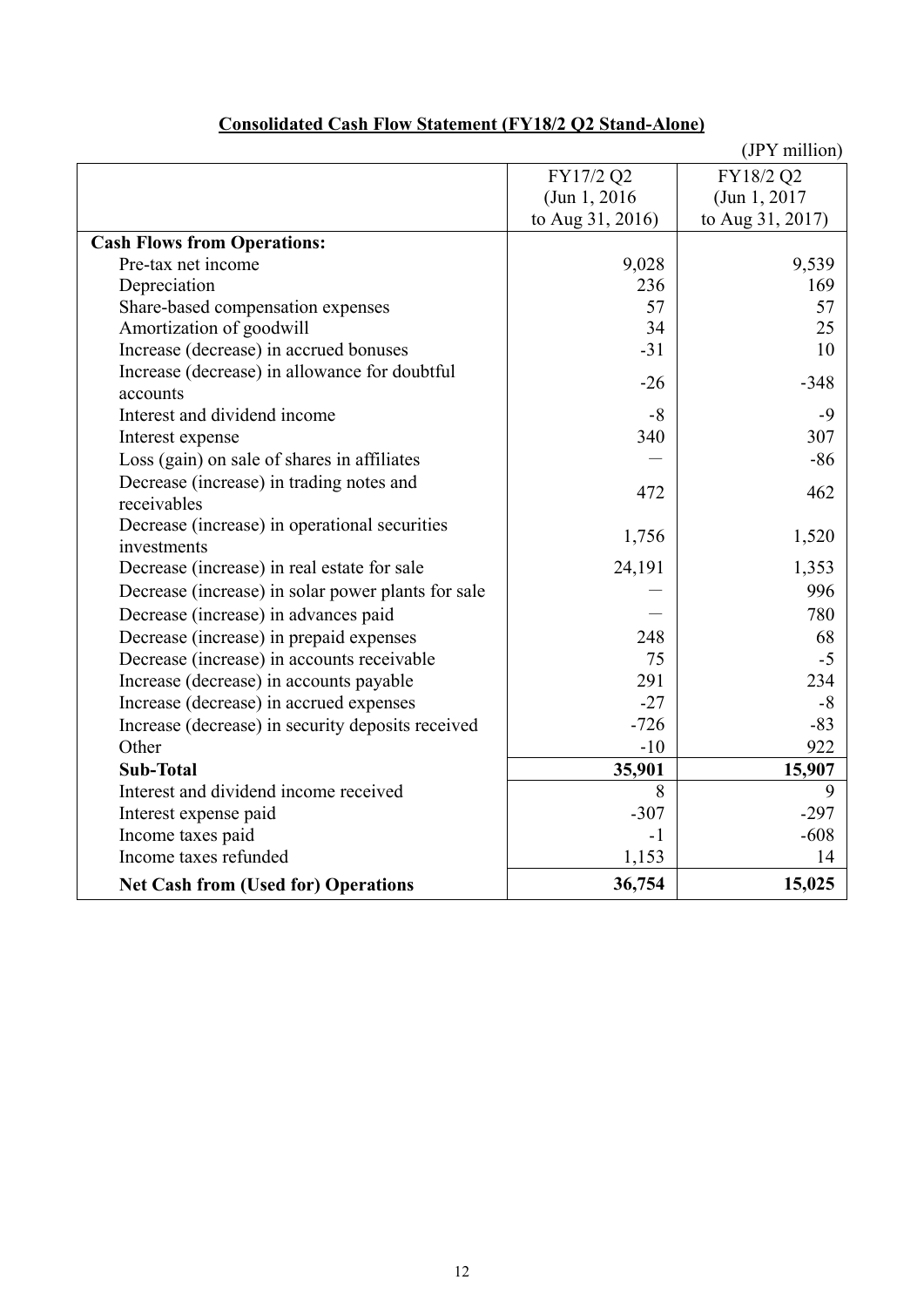## Consolidated Cash Flow Statement (FY18/2 Q2 Stand-Alone)

(JPY million)

| | FY17/2 Q2 (Jun 1, 2016 to Aug 31, 2016) | FY18/2 Q2 (Jun 1, 2017 to Aug 31, 2017) |
|---|---|---|
| **Cash Flows from Operations:** | | |
| Pre-tax net income | 9,028 | 9,539 |
| Depreciation | 236 | 169 |
| Share-based compensation expenses | 57 | 57 |
| Amortization of goodwill | 34 | 25 |
| Increase (decrease) in accrued bonuses | -31 | 10 |
| Increase (decrease) in allowance for doubtful accounts | -26 | -348 |
| Interest and dividend income | -8 | -9 |
| Interest expense | 340 | 307 |
| Loss (gain) on sale of shares in affiliates | — | -86 |
| Decrease (increase) in trading notes and receivables | 472 | 462 |
| Decrease (increase) in operational securities investments | 1,756 | 1,520 |
| Decrease (increase) in real estate for sale | 24,191 | 1,353 |
| Decrease (increase) in solar power plants for sale | — | 996 |
| Decrease (increase) in advances paid | — | 780 |
| Decrease (increase) in prepaid expenses | 248 | 68 |
| Decrease (increase) in accounts receivable | 75 | -5 |
| Increase (decrease) in accounts payable | 291 | 234 |
| Increase (decrease) in accrued expenses | -27 | -8 |
| Increase (decrease) in security deposits received | -726 | -83 |
| Other | -10 | 922 |
| **Sub-Total** | **35,901** | **15,907** |
| Interest and dividend income received | 8 | 9 |
| Interest expense paid | -307 | -297 |
| Income taxes paid | -1 | -608 |
| Income taxes refunded | 1,153 | 14 |
| **Net Cash from (Used for) Operations** | **36,754** | **15,025** |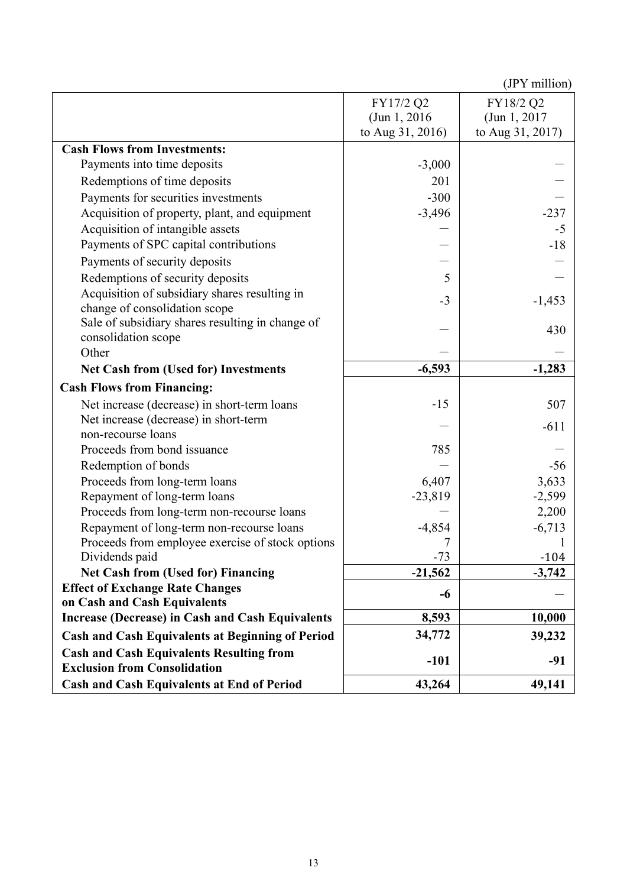(JPY million)

| | FY17/2 Q2 (Jun 1, 2016 to Aug 31, 2016) | FY18/2 Q2 (Jun 1, 2017 to Aug 31, 2017) |
|---|---|---|
| **Cash Flows from Investments:** | | |
| Payments into time deposits | -3,000 | ― |
| Redemptions of time deposits | 201 | ― |
| Payments for securities investments | -300 | ― |
| Acquisition of property, plant, and equipment | -3,496 | -237 |
| Acquisition of intangible assets | ― | -5 |
| Payments of SPC capital contributions | ― | -18 |
| Payments of security deposits | ― | ― |
| Redemptions of security deposits | 5 | ― |
| Acquisition of subsidiary shares resulting in change of consolidation scope | -3 | -1,453 |
| Sale of subsidiary shares resulting in change of consolidation scope | ― | 430 |
| Other | ― | ― |
| **Net Cash from (Used for) Investments** | **-6,593** | **-1,283** |
| **Cash Flows from Financing:** | | |
| Net increase (decrease) in short-term loans | -15 | 507 |
| Net increase (decrease) in short-term non-recourse loans | ― | -611 |
| Proceeds from bond issuance | 785 | ― |
| Redemption of bonds | ― | -56 |
| Proceeds from long-term loans | 6,407 | 3,633 |
| Repayment of long-term loans | -23,819 | -2,599 |
| Proceeds from long-term non-recourse loans | ― | 2,200 |
| Repayment of long-term non-recourse loans | -4,854 | -6,713 |
| Proceeds from employee exercise of stock options | 7 | 1 |
| Dividends paid | -73 | -104 |
| **Net Cash from (Used for) Financing** | **-21,562** | **-3,742** |
| **Effect of Exchange Rate Changes on Cash and Cash Equivalents** | **-6** | ― |
| **Increase (Decrease) in Cash and Cash Equivalents** | **8,593** | **10,000** |
| **Cash and Cash Equivalents at Beginning of Period** | **34,772** | **39,232** |
| **Cash and Cash Equivalents Resulting from Exclusion from Consolidation** | **-101** | **-91** |
| **Cash and Cash Equivalents at End of Period** | **43,264** | **49,141** |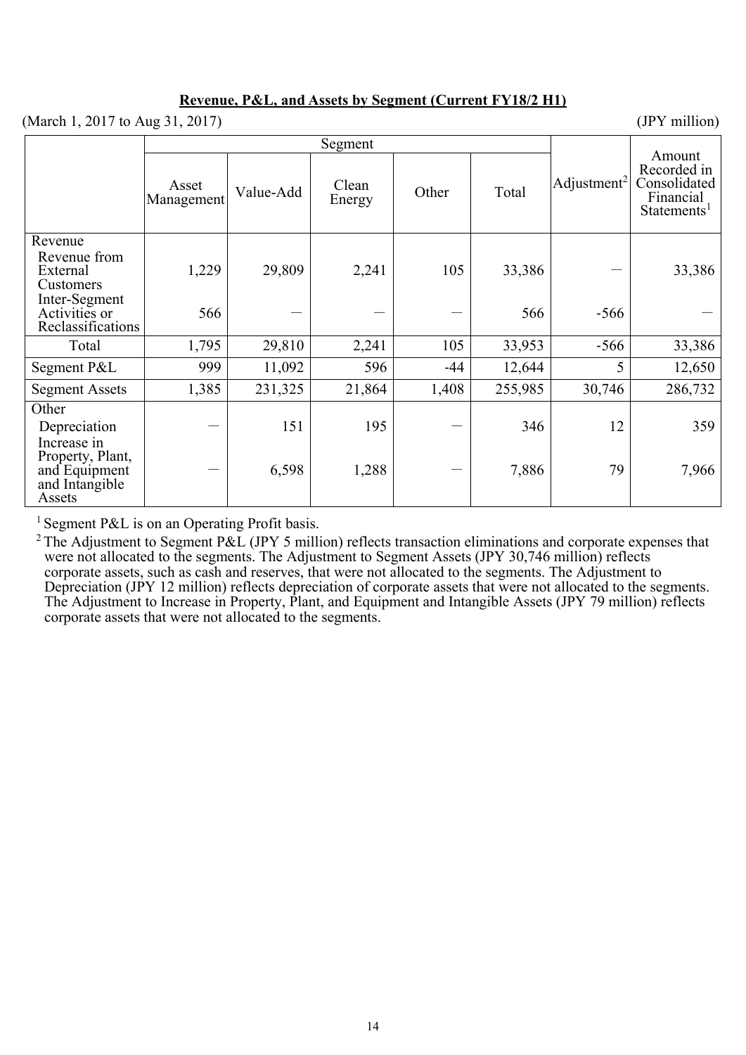**Revenue, P&L, and Assets by Segment (Current FY18/2 H1)**

(March 1, 2017 to Aug 31, 2017) (JPY million)

| | Segment | | | | | Adjustment[2] | Amount Recorded in Consolidated Financial Statements[1] |
|---|---|---|---|---|---|---|---|
| | Asset Management | Value-Add | Clean Energy | Other | Total | | |
| Revenue | | | | | | | |
| Revenue from External Customers | 1,229 | 29,809 | 2,241 | 105 | 33,386 | — | 33,386 |
| Inter-Segment Activities or Reclassifications | 566 | — | — | — | 566 | -566 | — |
| Total | 1,795 | 29,810 | 2,241 | 105 | 33,953 | -566 | 33,386 |
| Segment P&L | 999 | 11,092 | 596 | -44 | 12,644 | 5 | 12,650 |
| Segment Assets | 1,385 | 231,325 | 21,864 | 1,408 | 255,985 | 30,746 | 286,732 |
| Other | | | | | | | |
| Depreciation | — | 151 | 195 | — | 346 | 12 | 359 |
| Increase in Property, Plant, and Equipment and Intangible Assets | — | 6,598 | 1,288 | — | 7,886 | 79 | 7,966 |

[1] Segment P&L is on an Operating Profit basis.

[2] The Adjustment to Segment P&L (JPY 5 million) reflects transaction eliminations and corporate expenses that were not allocated to the segments. The Adjustment to Segment Assets (JPY 30,746 million) reflects corporate assets, such as cash and reserves, that were not allocated to the segments. The Adjustment to Depreciation (JPY 12 million) reflects depreciation of corporate assets that were not allocated to the segments. The Adjustment to Increase in Property, Plant, and Equipment and Intangible Assets (JPY 79 million) reflects corporate assets that were not allocated to the segments.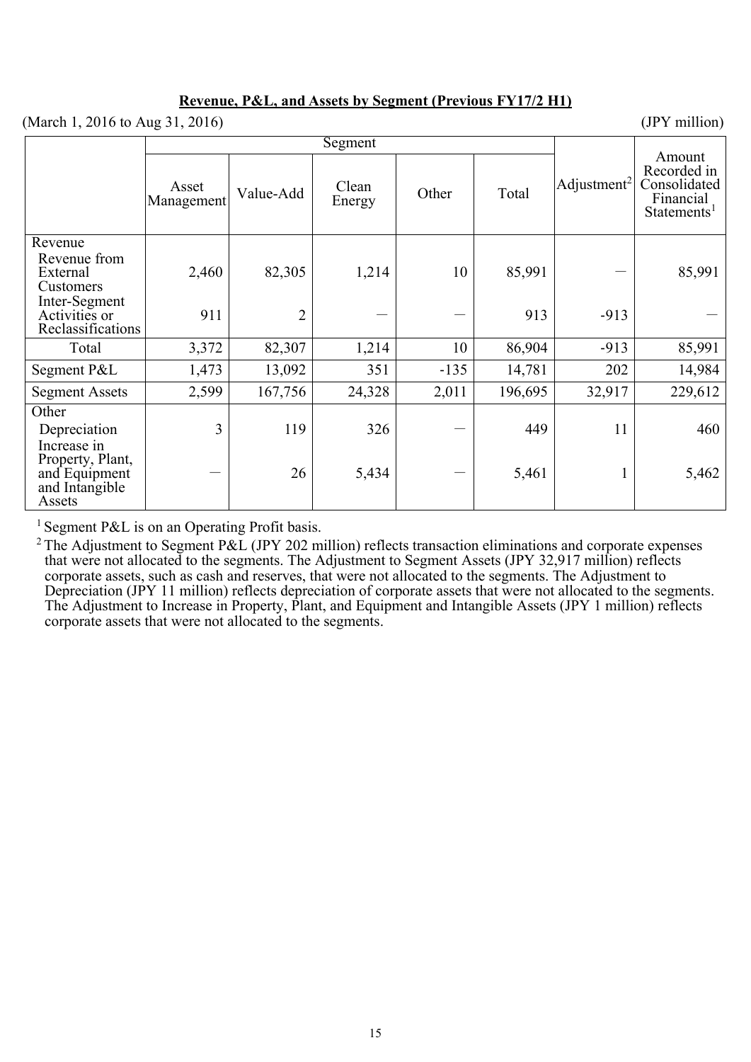## Revenue, P&L, and Assets by Segment (Previous FY17/2 H1)

(March 1, 2016 to Aug 31, 2016) (JPY million)

| | Segment | | | | | Adjustment[2] | Amount Recorded in Consolidated Financial Statements[1] |
|---|---|---|---|---|---|---|---|
| | Asset Management | Value-Add | Clean Energy | Other | Total | | |
| Revenue | | | | | | | |
| Revenue from External Customers | 2,460 | 82,305 | 1,214 | 10 | 85,991 | — | 85,991 |
| Inter-Segment Activities or Reclassifications | 911 | 2 | — | — | 913 | -913 | — |
| Total | 3,372 | 82,307 | 1,214 | 10 | 86,904 | -913 | 85,991 |
| Segment P&L | 1,473 | 13,092 | 351 | -135 | 14,781 | 202 | 14,984 |
| Segment Assets | 2,599 | 167,756 | 24,328 | 2,011 | 196,695 | 32,917 | 229,612 |
| Other | | | | | | | |
| Depreciation | 3 | 119 | 326 | — | 449 | 11 | 460 |
| Increase in Property, Plant, and Equipment and Intangible Assets | — | 26 | 5,434 | — | 5,461 | 1 | 5,462 |

[1] Segment P&L is on an Operating Profit basis.

[2] The Adjustment to Segment P&L (JPY 202 million) reflects transaction eliminations and corporate expenses that were not allocated to the segments. The Adjustment to Segment Assets (JPY 32,917 million) reflects corporate assets, such as cash and reserves, that were not allocated to the segments. The Adjustment to Depreciation (JPY 11 million) reflects depreciation of corporate assets that were not allocated to the segments. The Adjustment to Increase in Property, Plant, and Equipment and Intangible Assets (JPY 1 million) reflects corporate assets that were not allocated to the segments.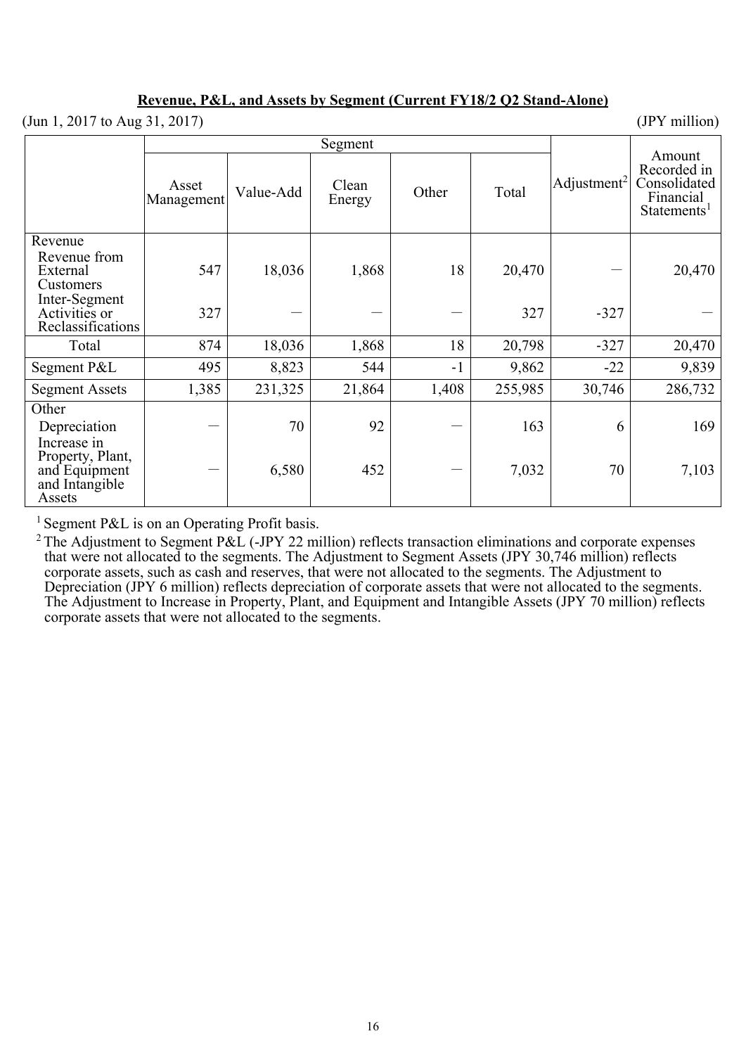**Revenue, P&L, and Assets by Segment (Current FY18/2 Q2 Stand-Alone)**

(Jun 1, 2017 to Aug 31, 2017) (JPY million)

| | Segment | | | | | Adjustment[2] | Amount Recorded in Consolidated Financial Statements[1] |
|---|---|---|---|---|---|---|---|
| | Asset Management | Value-Add | Clean Energy | Other | Total | | |
| Revenue | | | | | | | |
| Revenue from External Customers | 547 | 18,036 | 1,868 | 18 | 20,470 | — | 20,470 |
| Inter-Segment Activities or Reclassifications | 327 | — | — | — | 327 | -327 | — |
| Total | 874 | 18,036 | 1,868 | 18 | 20,798 | -327 | 20,470 |
| Segment P&L | 495 | 8,823 | 544 | -1 | 9,862 | -22 | 9,839 |
| Segment Assets | 1,385 | 231,325 | 21,864 | 1,408 | 255,985 | 30,746 | 286,732 |
| Other | | | | | | | |
| Depreciation | — | 70 | 92 | — | 163 | 6 | 169 |
| Increase in Property, Plant, and Equipment and Intangible Assets | — | 6,580 | 452 | — | 7,032 | 70 | 7,103 |

[1] Segment P&L is on an Operating Profit basis.

[2] The Adjustment to Segment P&L (-JPY 22 million) reflects transaction eliminations and corporate expenses that were not allocated to the segments. The Adjustment to Segment Assets (JPY 30,746 million) reflects corporate assets, such as cash and reserves, that were not allocated to the segments. The Adjustment to Depreciation (JPY 6 million) reflects depreciation of corporate assets that were not allocated to the segments. The Adjustment to Increase in Property, Plant, and Equipment and Intangible Assets (JPY 70 million) reflects corporate assets that were not allocated to the segments.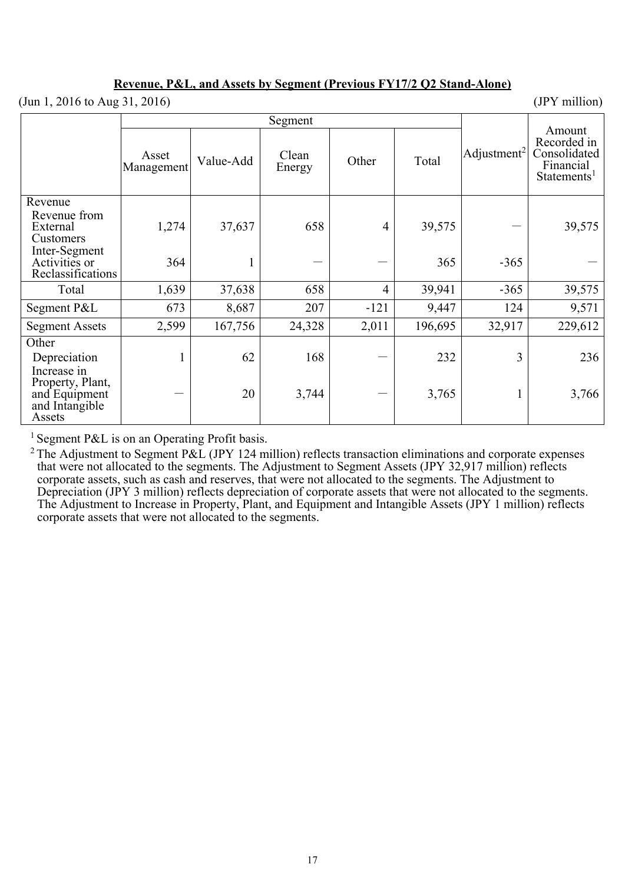**Revenue, P&L, and Assets by Segment (Previous FY17/2 Q2 Stand-Alone)**

(Jun 1, 2016 to Aug 31, 2016) (JPY million)

| | Segment | | | | | Adjustment[2] | Amount Recorded in Consolidated Financial Statements[1] |
|---|---|---|---|---|---|---|---|
| | Asset Management | Value-Add | Clean Energy | Other | Total | | |
| Revenue | | | | | | | |
| Revenue from External Customers | 1,274 | 37,637 | 658 | 4 | 39,575 | ― | 39,575 |
| Inter-Segment Activities or Reclassifications | 364 | 1 | ― | ― | 365 | -365 | ― |
| Total | 1,639 | 37,638 | 658 | 4 | 39,941 | -365 | 39,575 |
| Segment P&L | 673 | 8,687 | 207 | -121 | 9,447 | 124 | 9,571 |
| Segment Assets | 2,599 | 167,756 | 24,328 | 2,011 | 196,695 | 32,917 | 229,612 |
| Other | | | | | | | |
| Depreciation | 1 | 62 | 168 | ― | 232 | 3 | 236 |
| Increase in Property, Plant, and Equipment and Intangible Assets | ― | 20 | 3,744 | ― | 3,765 | 1 | 3,766 |

[1] Segment P&L is on an Operating Profit basis.

[2] The Adjustment to Segment P&L (JPY 124 million) reflects transaction eliminations and corporate expenses that were not allocated to the segments. The Adjustment to Segment Assets (JPY 32,917 million) reflects corporate assets, such as cash and reserves, that were not allocated to the segments. The Adjustment to Depreciation (JPY 3 million) reflects depreciation of corporate assets that were not allocated to the segments. The Adjustment to Increase in Property, Plant, and Equipment and Intangible Assets (JPY 1 million) reflects corporate assets that were not allocated to the segments.